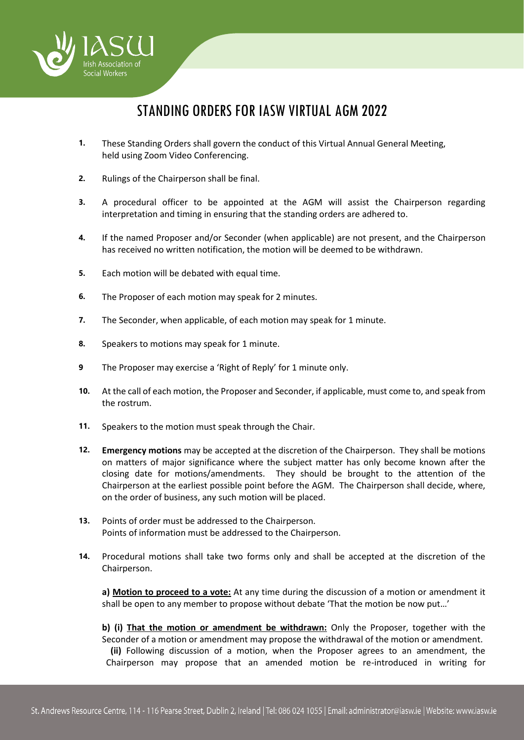# STANDING ORDERS FOR IASW VIRTUAL AGM 2022

1. These Standing Orders shall govern the conduct of this Virtual Annual General Meeting, held using Zoom Video Conferencing.

2. Rulings of the Chairperson shall be final.

3. A procedural officer to be appointed at the AGM will assist the Chairperson regarding interpretation and timing in ensuring that the standing orders are adhered to.

4. If the named Proposer and/or Seconder (when applicable) are not present, and the Chairperson has received no written notification, the motion will be deemed to be withdrawn.

5. Each motion will be debated with equal time.

6. The Proposer of each motion may speak for 2 minutes.

7. The Seconder, when applicable, of each motion may speak for 1 minute.

8. Speakers to motions may speak for 1 minute.

9. The Proposer may exercise a 'Right of Reply' for 1 minute only.

10. At the call of each motion, the Proposer and Seconder, if applicable, must come to, and speak from the rostrum.

11. Speakers to the motion must speak through the Chair.

12. **Emergency motions** may be accepted at the discretion of the Chairperson. They shall be motions on matters of major significance where the subject matter has only become known after the closing date for motions/amendments. They should be brought to the attention of the Chairperson at the earliest possible point before the AGM. The Chairperson shall decide, where, on the order of business, any such motion will be placed.

13. Points of order must be addressed to the Chairperson.
    Points of information must be addressed to the Chairperson.

14. Procedural motions shall take two forms only and shall be accepted at the discretion of the Chairperson.

    **a) <u>Motion to proceed to a vote:</u>** At any time during the discussion of a motion or amendment it shall be open to any member to propose without debate 'That the motion be now put…'

    **b) (i) <u>That the motion or amendment be withdrawn:</u>** Only the Proposer, together with the Seconder of a motion or amendment may propose the withdrawal of the motion or amendment.
    **(ii)** Following discussion of a motion, when the Proposer agrees to an amendment, the Chairperson may propose that an amended motion be re-introduced in writing for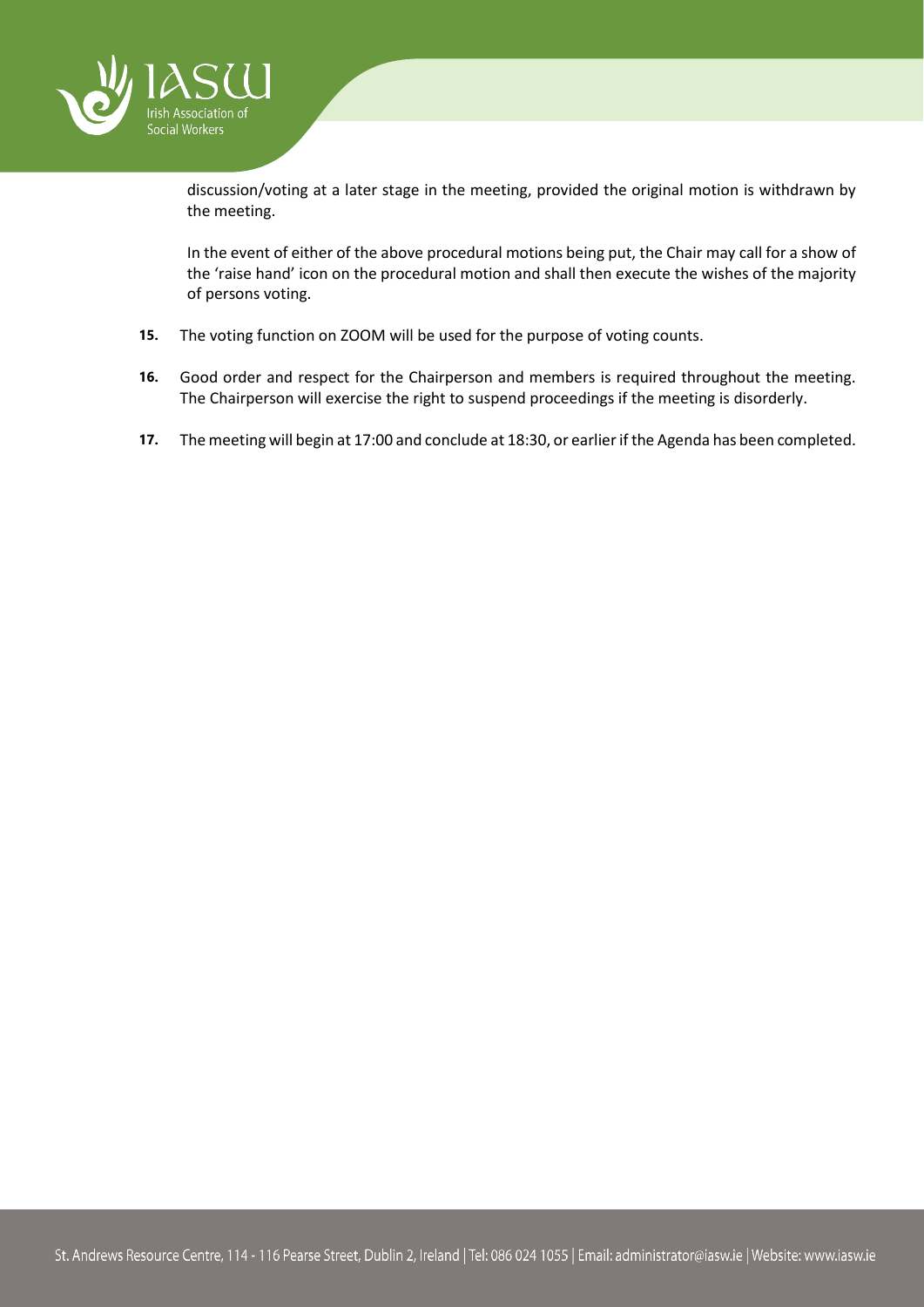discussion/voting at a later stage in the meeting, provided the original motion is withdrawn by the meeting.

In the event of either of the above procedural motions being put, the Chair may call for a show of the 'raise hand' icon on the procedural motion and shall then execute the wishes of the majority of persons voting.

**15.** The voting function on ZOOM will be used for the purpose of voting counts.

**16.** Good order and respect for the Chairperson and members is required throughout the meeting. The Chairperson will exercise the right to suspend proceedings if the meeting is disorderly.

**17.** The meeting will begin at 17:00 and conclude at 18:30, or earlier if the Agenda has been completed.